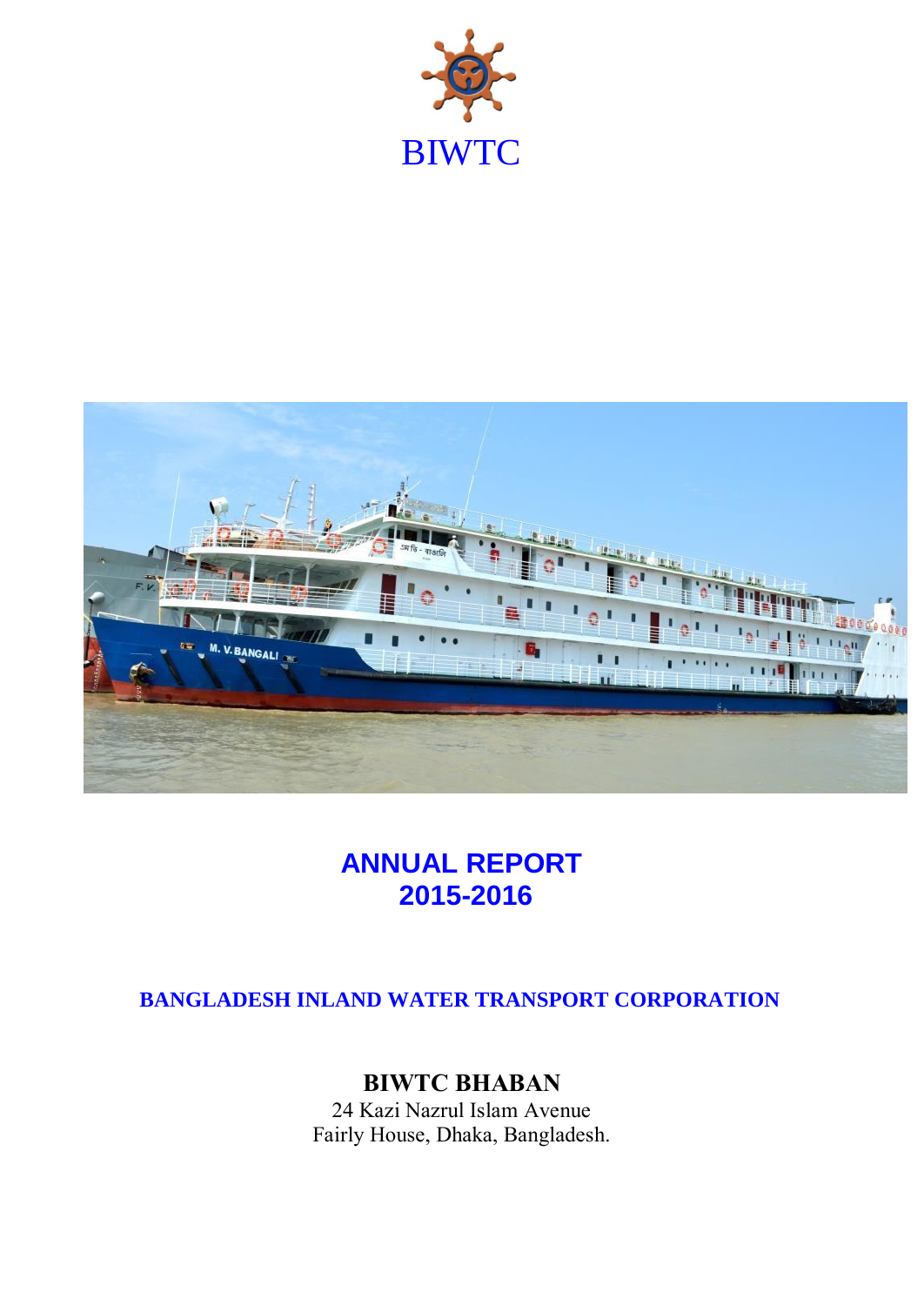BIWTC

# ANNUAL REPORT 2015-2016

## BANGLADESH INLAND WATER TRANSPORT CORPORATION

**BIWTC BHABAN**

24 Kazi Nazrul Islam Avenue
Fairly House, Dhaka, Bangladesh.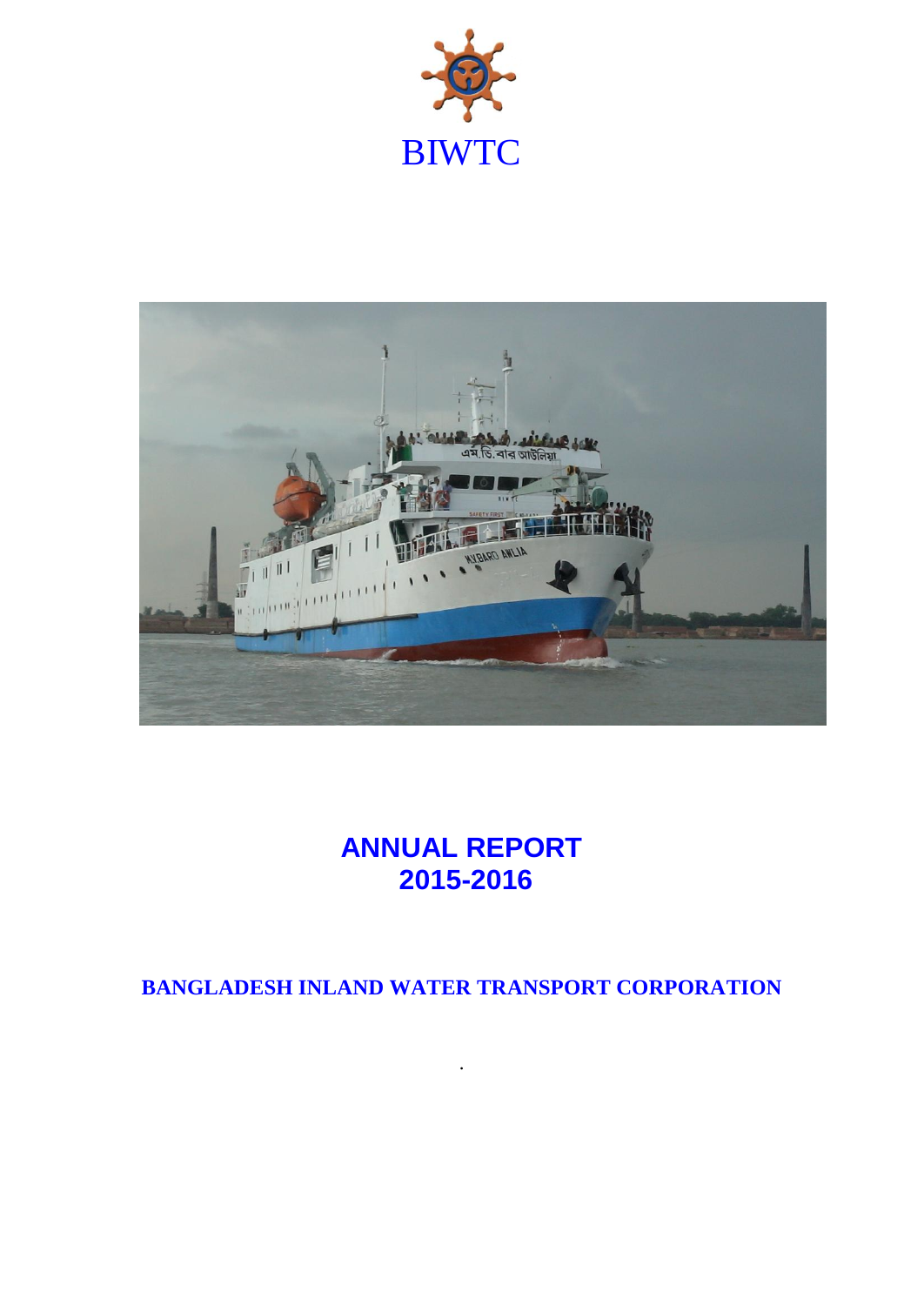BIWTC

# ANNUAL REPORT
# 2015-2016

**BANGLADESH INLAND WATER TRANSPORT CORPORATION**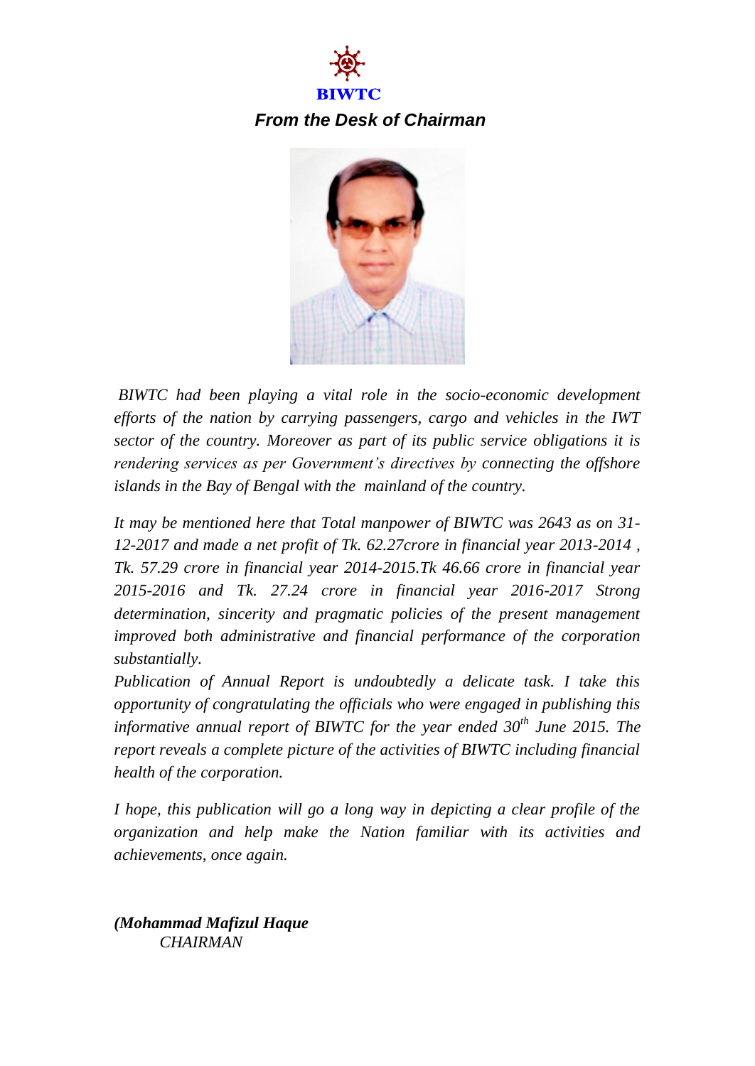**BIWTC**

### *From the Desk of Chairman*

*BIWTC had been playing a vital role in the socio-economic development efforts of the nation by carrying passengers, cargo and vehicles in the IWT sector of the country. Moreover as part of its public service obligations it is rendering services as per Government's directives by connecting the offshore islands in the Bay of Bengal with the mainland of the country.*

*It may be mentioned here that Total manpower of BIWTC was 2643 as on 31-12-2017 and made a net profit of Tk. 62.27crore in financial year 2013-2014 , Tk. 57.29 crore in financial year 2014-2015.Tk 46.66 crore in financial year 2015-2016 and Tk. 27.24 crore in financial year 2016-2017 Strong determination, sincerity and pragmatic policies of the present management improved both administrative and financial performance of the corporation substantially.*

*Publication of Annual Report is undoubtedly a delicate task. I take this opportunity of congratulating the officials who were engaged in publishing this informative annual report of BIWTC for the year ended 30th June 2015. The report reveals a complete picture of the activities of BIWTC including financial health of the corporation.*

*I hope, this publication will go a long way in depicting a clear profile of the organization and help make the Nation familiar with its activities and achievements, once again.*

***(Mohammad Mafizul Haque***
*CHAIRMAN*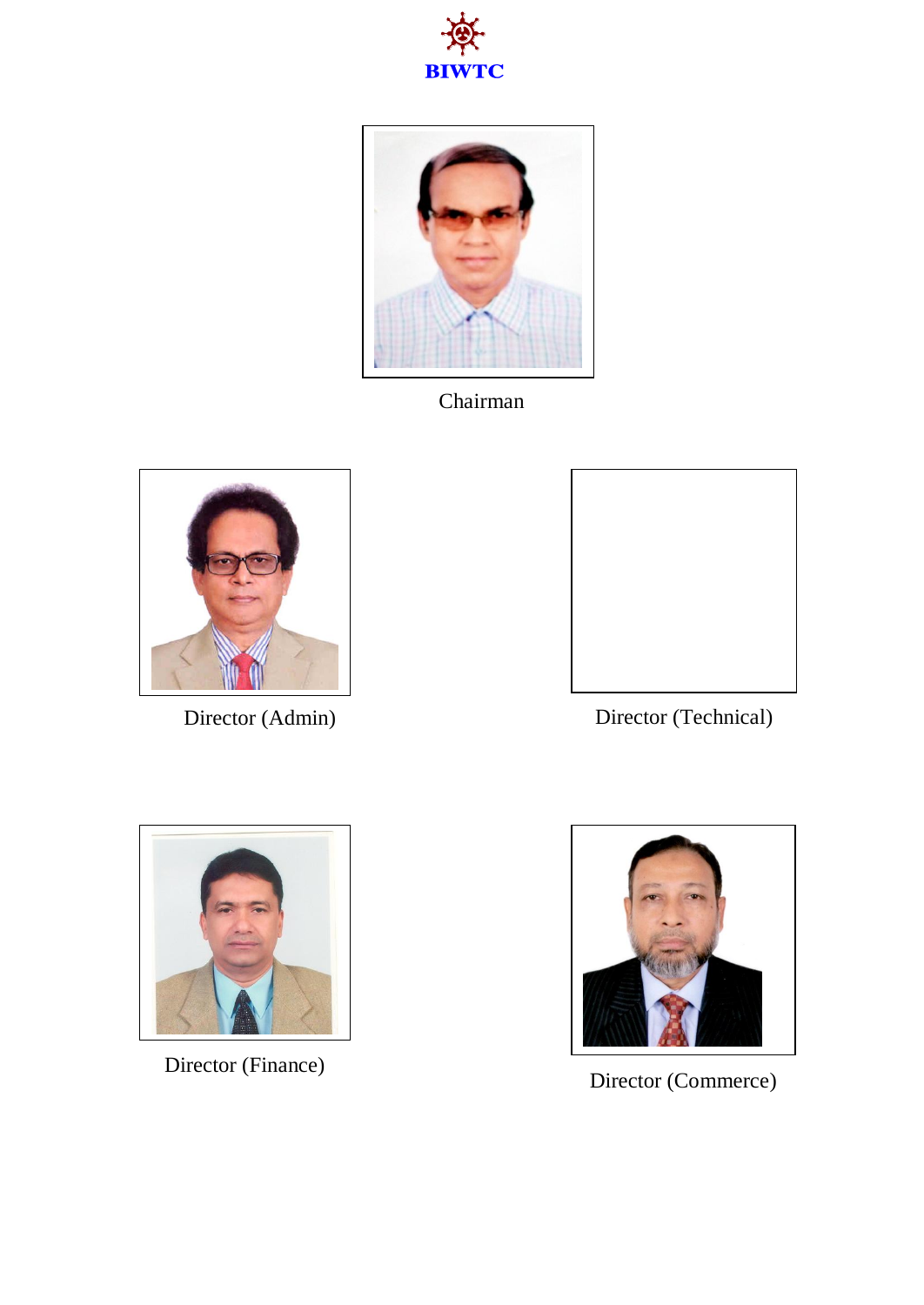BIWTC

Chairman

Director (Admin)

Director (Technical)

Director (Finance)

Director (Commerce)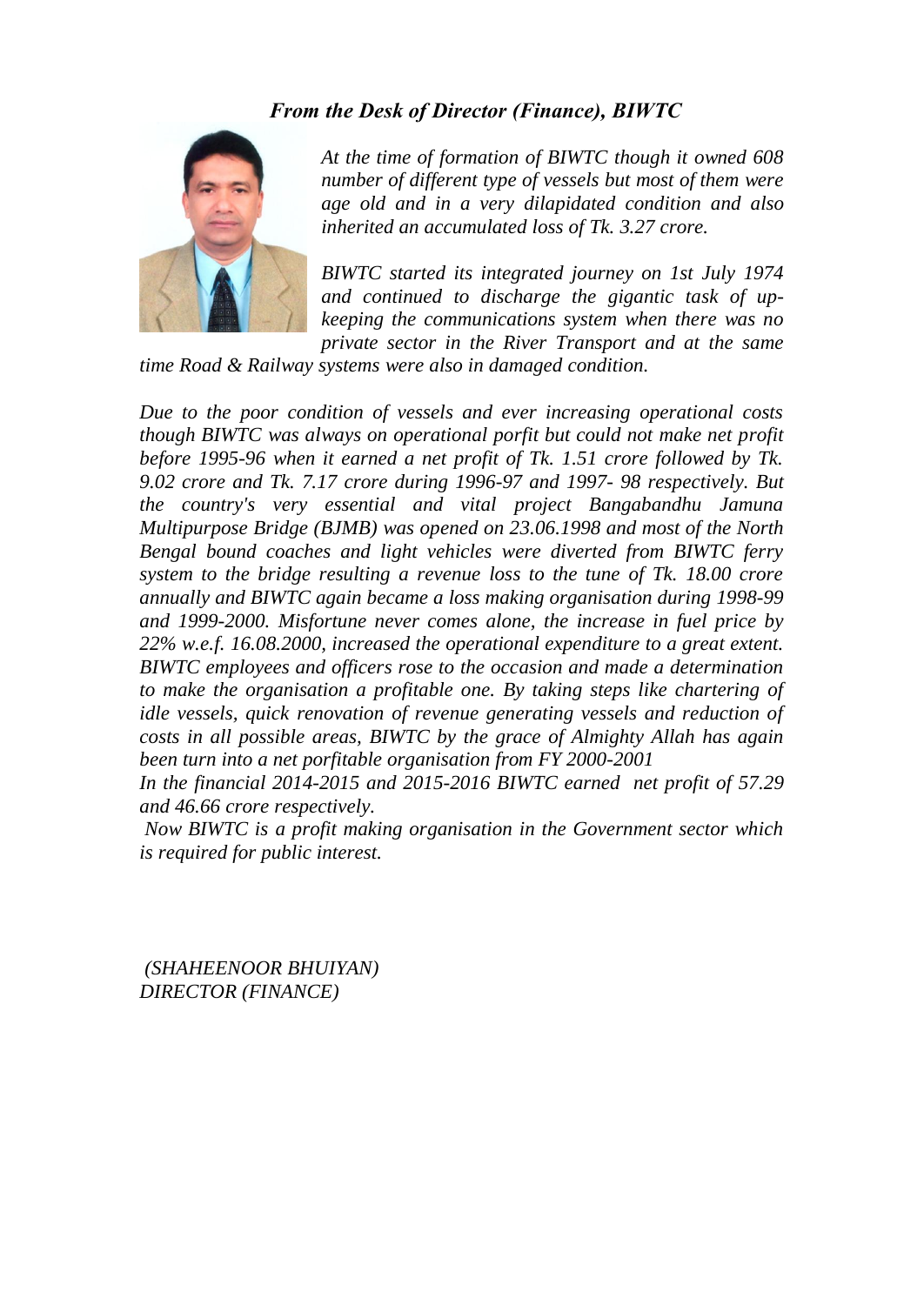## *From the Desk of Director (Finance), BIWTC*

*At the time of formation of BIWTC though it owned 608 number of different type of vessels but most of them were age old and in a very dilapidated condition and also inherited an accumulated loss of Tk. 3.27 crore.*

*BIWTC started its integrated journey on 1st July 1974 and continued to discharge the gigantic task of up-keeping the communications system when there was no private sector in the River Transport and at the same time Road & Railway systems were also in damaged condition.*

*Due to the poor condition of vessels and ever increasing operational costs though BIWTC was always on operational porfit but could not make net profit before 1995-96 when it earned a net profit of Tk. 1.51 crore followed by Tk. 9.02 crore and Tk. 7.17 crore during 1996-97 and 1997- 98 respectively. But the country's very essential and vital project Bangabandhu Jamuna Multipurpose Bridge (BJMB) was opened on 23.06.1998 and most of the North Bengal bound coaches and light vehicles were diverted from BIWTC ferry system to the bridge resulting a revenue loss to the tune of Tk. 18.00 crore annually and BIWTC again became a loss making organisation during 1998-99 and 1999-2000. Misfortune never comes alone, the increase in fuel price by 22% w.e.f. 16.08.2000, increased the operational expenditure to a great extent. BIWTC employees and officers rose to the occasion and made a determination to make the organisation a profitable one. By taking steps like chartering of idle vessels, quick renovation of revenue generating vessels and reduction of costs in all possible areas, BIWTC by the grace of Almighty Allah has again been turn into a net porfitable organisation from FY 2000-2001*

*In the financial 2014-2015 and 2015-2016 BIWTC earned net profit of 57.29 and 46.66 crore respectively.*

*Now BIWTC is a profit making organisation in the Government sector which is required for public interest.*

*(SHAHEENOOR BHUIYAN)*
*DIRECTOR (FINANCE)*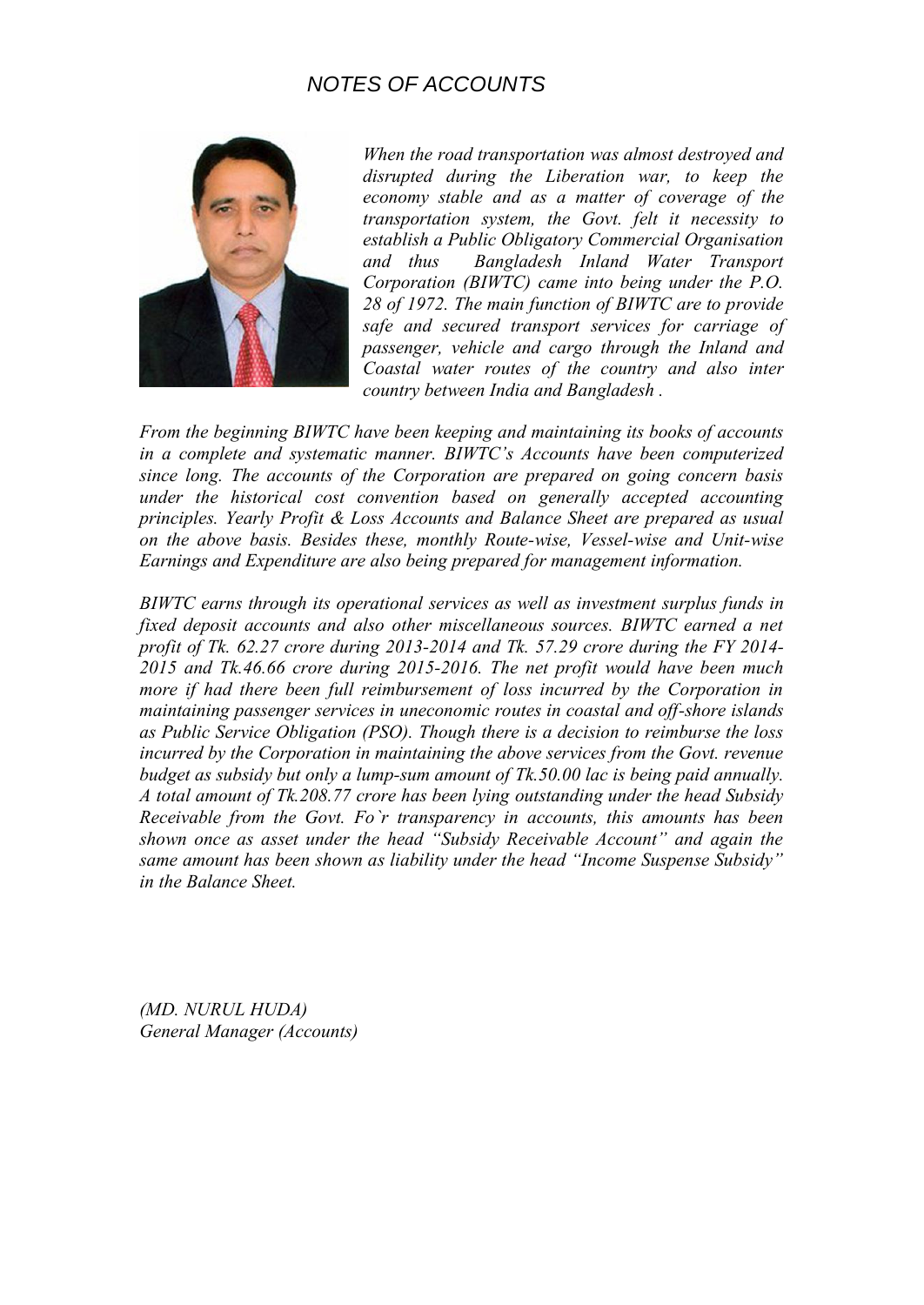# *NOTES OF ACCOUNTS*

*When the road transportation was almost destroyed and disrupted during the Liberation war, to keep the economy stable and as a matter of coverage of the transportation system, the Govt. felt it necessity to establish a Public Obligatory Commercial Organisation and thus Bangladesh Inland Water Transport Corporation (BIWTC) came into being under the P.O. 28 of 1972. The main function of BIWTC are to provide safe and secured transport services for carriage of passenger, vehicle and cargo through the Inland and Coastal water routes of the country and also inter country between India and Bangladesh .*

*From the beginning BIWTC have been keeping and maintaining its books of accounts in a complete and systematic manner. BIWTC's Accounts have been computerized since long. The accounts of the Corporation are prepared on going concern basis under the historical cost convention based on generally accepted accounting principles. Yearly Profit & Loss Accounts and Balance Sheet are prepared as usual on the above basis. Besides these, monthly Route-wise, Vessel-wise and Unit-wise Earnings and Expenditure are also being prepared for management information.*

*BIWTC earns through its operational services as well as investment surplus funds in fixed deposit accounts and also other miscellaneous sources. BIWTC earned a net profit of Tk. 62.27 crore during 2013-2014 and Tk. 57.29 crore during the FY 2014-2015 and Tk.46.66 crore during 2015-2016. The net profit would have been much more if had there been full reimbursement of loss incurred by the Corporation in maintaining passenger services in uneconomic routes in coastal and off-shore islands as Public Service Obligation (PSO). Though there is a decision to reimburse the loss incurred by the Corporation in maintaining the above services from the Govt. revenue budget as subsidy but only a lump-sum amount of Tk.50.00 lac is being paid annually. A total amount of Tk.208.77 crore has been lying outstanding under the head Subsidy Receivable from the Govt. Fo`r transparency in accounts, this amounts has been shown once as asset under the head "Subsidy Receivable Account" and again the same amount has been shown as liability under the head "Income Suspense Subsidy" in the Balance Sheet.*

*(MD. NURUL HUDA)*
*General Manager (Accounts)*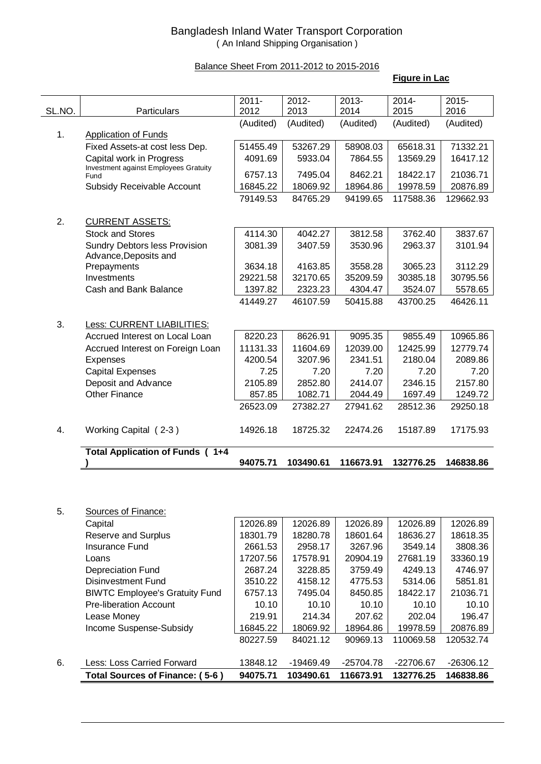# Bangladesh Inland Water Transport Corporation

( An Inland Shipping Organisation )

## Balance Sheet From 2011-2012 to 2015-2016

**Figure in Lac**

| SL.NO. | Particulars | 2011-2012 | 2012-2013 | 2013-2014 | 2014-2015 | 2015-2016 |
|---|---|---|---|---|---|---|
| | | (Audited) | (Audited) | (Audited) | (Audited) | (Audited) |
| 1. | Application of Funds | | | | | |
| | Fixed Assets-at cost less Dep. | 51455.49 | 53267.29 | 58908.03 | 65618.31 | 71332.21 |
| | Capital work in Progress | 4091.69 | 5933.04 | 7864.55 | 13569.29 | 16417.12 |
| | Investment against Employees Gratuity Fund | 6757.13 | 7495.04 | 8462.21 | 18422.17 | 21036.71 |
| | Subsidy Receivable Account | 16845.22 | 18069.92 | 18964.86 | 19978.59 | 20876.89 |
| | | 79149.53 | 84765.29 | 94199.65 | 117588.36 | 129662.93 |
| 2. | CURRENT ASSETS: | | | | | |
| | Stock and Stores | 4114.30 | 4042.27 | 3812.58 | 3762.40 | 3837.67 |
| | Sundry Debtors less Provision | 3081.39 | 3407.59 | 3530.96 | 2963.37 | 3101.94 |
| | Advance,Deposits and Prepayments | 3634.18 | 4163.85 | 3558.28 | 3065.23 | 3112.29 |
| | Investments | 29221.58 | 32170.65 | 35209.59 | 30385.18 | 30795.56 |
| | Cash and Bank Balance | 1397.82 | 2323.23 | 4304.47 | 3524.07 | 5578.65 |
| | | 41449.27 | 46107.59 | 50415.88 | 43700.25 | 46426.11 |
| 3. | Less: CURRENT LIABILITIES: | | | | | |
| | Accrued Interest on Local Loan | 8220.23 | 8626.91 | 9095.35 | 9855.49 | 10965.86 |
| | Accrued Interest on Foreign Loan | 11131.33 | 11604.69 | 12039.00 | 12425.99 | 12779.74 |
| | Expenses | 4200.54 | 3207.96 | 2341.51 | 2180.04 | 2089.86 |
| | Capital Expenses | 7.25 | 7.20 | 7.20 | 7.20 | 7.20 |
| | Deposit and Advance | 2105.89 | 2852.80 | 2414.07 | 2346.15 | 2157.80 |
| | Other Finance | 857.85 | 1082.71 | 2044.49 | 1697.49 | 1249.72 |
| | | 26523.09 | 27382.27 | 27941.62 | 28512.36 | 29250.18 |
| 4. | Working Capital ( 2-3 ) | 14926.18 | 18725.32 | 22474.26 | 15187.89 | 17175.93 |
| | **Total Application of Funds ( 1+4 )** | **94075.71** | **103490.61** | **116673.91** | **132776.25** | **146838.86** |
| 5. | Sources of Finance: | | | | | |
| | Capital | 12026.89 | 12026.89 | 12026.89 | 12026.89 | 12026.89 |
| | Reserve and Surplus | 18301.79 | 18280.78 | 18601.64 | 18636.27 | 18618.35 |
| | Insurance Fund | 2661.53 | 2958.17 | 3267.96 | 3549.14 | 3808.36 |
| | Loans | 17207.56 | 17578.91 | 20904.19 | 27681.19 | 33360.19 |
| | Depreciation Fund | 2687.24 | 3228.85 | 3759.49 | 4249.13 | 4746.97 |
| | Disinvestment Fund | 3510.22 | 4158.12 | 4775.53 | 5314.06 | 5851.81 |
| | BIWTC Employee's Gratuity Fund | 6757.13 | 7495.04 | 8450.85 | 18422.17 | 21036.71 |
| | Pre-liberation Account | 10.10 | 10.10 | 10.10 | 10.10 | 10.10 |
| | Lease Money | 219.91 | 214.34 | 207.62 | 202.04 | 196.47 |
| | Income Suspense-Subsidy | 16845.22 | 18069.92 | 18964.86 | 19978.59 | 20876.89 |
| | | 80227.59 | 84021.12 | 90969.13 | 110069.58 | 120532.74 |
| 6. | Less: Loss Carried Forward | 13848.12 | -19469.49 | -25704.78 | -22706.67 | -26306.12 |
| | **Total Sources of Finance: ( 5-6 )** | **94075.71** | **103490.61** | **116673.91** | **132776.25** | **146838.86** |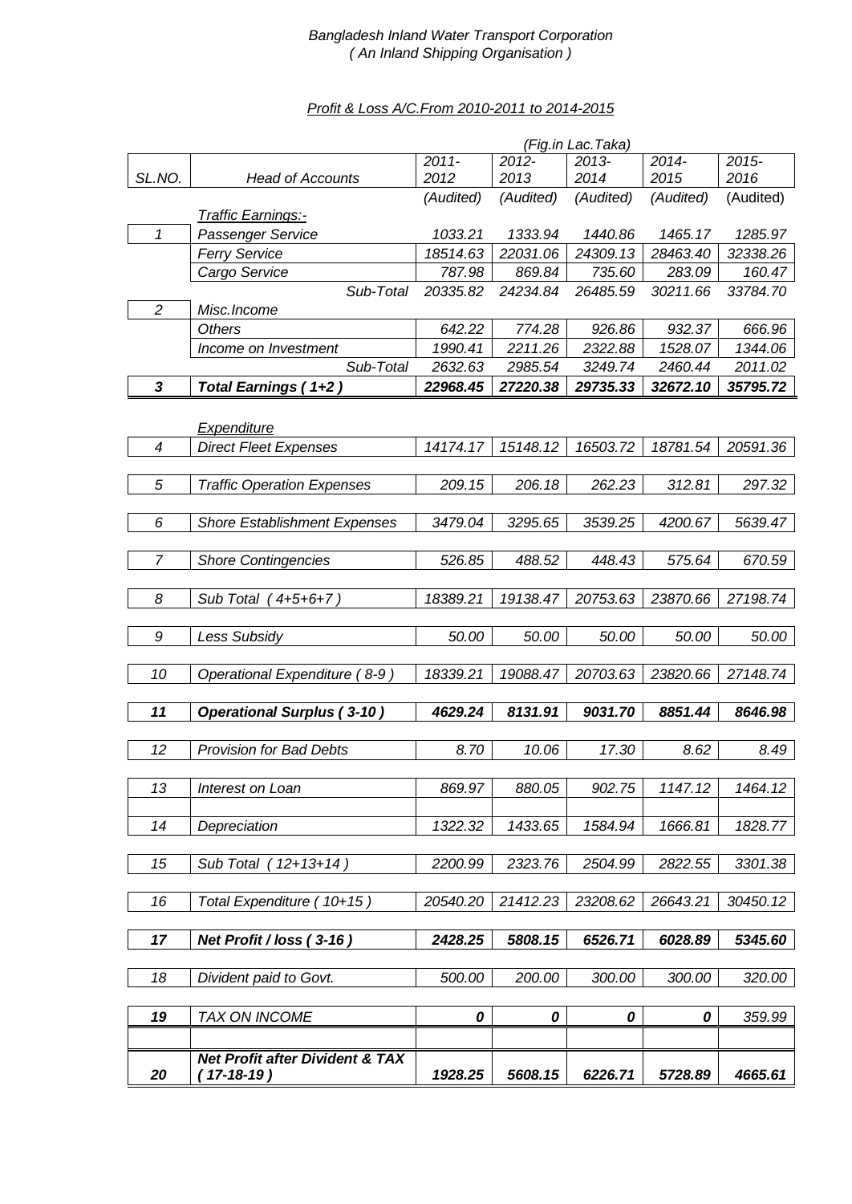*Bangladesh Inland Water Transport Corporation*
*( An Inland Shipping Organisation )*

*Profit & Loss A/C.From 2010-2011 to 2014-2015*

| | | *(Fig.in Lac.Taka)* | | | | |
|---|---|---|---|---|---|---|
| SL.NO. | *Head of Accounts* | *2011-2012* | *2012-2013* | *2013-2014* | *2014-2015* | *2015-2016* |
| | | *(Audited)* | *(Audited)* | *(Audited)* | *(Audited)* | (Audited) |
| | *Traffic Earnings:-* | | | | | |
| *1* | *Passenger Service* | *1033.21* | *1333.94* | *1440.86* | *1465.17* | *1285.97* |
| | *Ferry Service* | *18514.63* | *22031.06* | *24309.13* | *28463.40* | *32338.26* |
| | *Cargo Service* | *787.98* | *869.84* | *735.60* | *283.09* | *160.47* |
| | *Sub-Total* | *20335.82* | *24234.84* | *26485.59* | *30211.66* | *33784.70* |
| *2* | *Misc.Income* | | | | | |
| | *Others* | *642.22* | *774.28* | *926.86* | *932.37* | *666.96* |
| | *Income on Investment* | *1990.41* | *2211.26* | *2322.88* | *1528.07* | *1344.06* |
| | *Sub-Total* | *2632.63* | *2985.54* | *3249.74* | *2460.44* | *2011.02* |
| ***3*** | ***Total Earnings ( 1+2 )*** | ***22968.45*** | ***27220.38*** | ***29735.33*** | ***32672.10*** | ***35795.72*** |
| | *Expenditure* | | | | | |
| *4* | *Direct Fleet Expenses* | *14174.17* | *15148.12* | *16503.72* | *18781.54* | *20591.36* |
| *5* | *Traffic Operation Expenses* | *209.15* | *206.18* | *262.23* | *312.81* | *297.32* |
| *6* | *Shore Establishment Expenses* | *3479.04* | *3295.65* | *3539.25* | *4200.67* | *5639.47* |
| *7* | *Shore Contingencies* | *526.85* | *488.52* | *448.43* | *575.64* | *670.59* |
| *8* | *Sub Total ( 4+5+6+7 )* | *18389.21* | *19138.47* | *20753.63* | *23870.66* | *27198.74* |
| *9* | *Less Subsidy* | *50.00* | *50.00* | *50.00* | *50.00* | *50.00* |
| *10* | *Operational Expenditure ( 8-9 )* | *18339.21* | *19088.47* | *20703.63* | *23820.66* | *27148.74* |
| ***11*** | ***Operational Surplus ( 3-10 )*** | ***4629.24*** | ***8131.91*** | ***9031.70*** | ***8851.44*** | ***8646.98*** |
| *12* | *Provision for Bad Debts* | *8.70* | *10.06* | *17.30* | *8.62* | *8.49* |
| *13* | *Interest on Loan* | *869.97* | *880.05* | *902.75* | *1147.12* | *1464.12* |
| *14* | *Depreciation* | *1322.32* | *1433.65* | *1584.94* | *1666.81* | *1828.77* |
| *15* | *Sub Total ( 12+13+14 )* | *2200.99* | *2323.76* | *2504.99* | *2822.55* | *3301.38* |
| *16* | *Total Expenditure ( 10+15 )* | *20540.20* | *21412.23* | *23208.62* | *26643.21* | *30450.12* |
| ***17*** | ***Net Profit / loss ( 3-16 )*** | ***2428.25*** | ***5808.15*** | ***6526.71*** | ***6028.89*** | ***5345.60*** |
| *18* | *Divident paid to Govt.* | *500.00* | *200.00* | *300.00* | *300.00* | *320.00* |
| ***19*** | *TAX ON INCOME* | ***0*** | ***0*** | ***0*** | ***0*** | *359.99* |
| ***20*** | ***Net Profit after Divident & TAX ( 17-18-19 )*** | ***1928.25*** | ***5608.15*** | ***6226.71*** | ***5728.89*** | ***4665.61*** |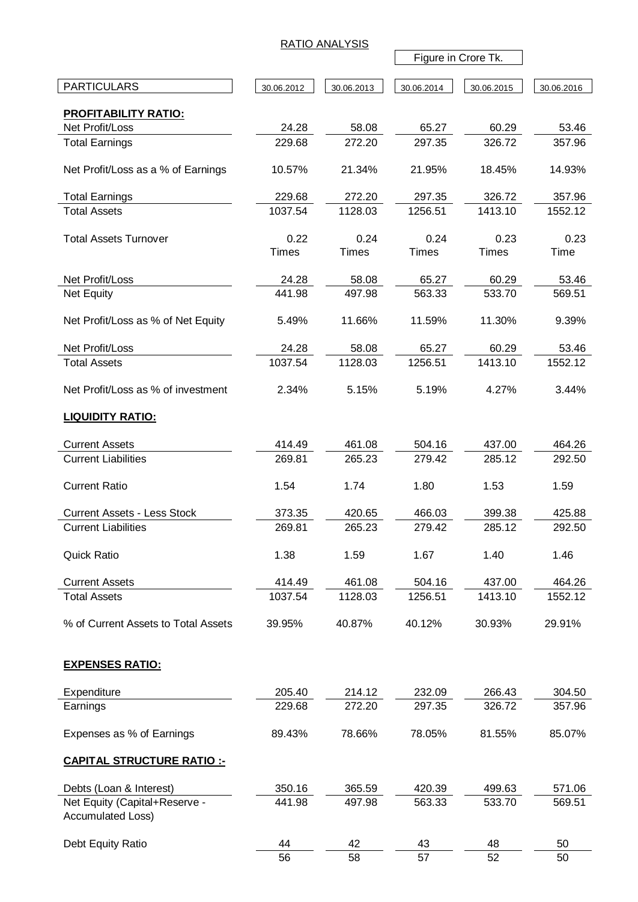# RATIO ANALYSIS

Figure in Crore Tk.

| PARTICULARS | 30.06.2012 | 30.06.2013 | 30.06.2014 | 30.06.2015 | 30.06.2016 |
|---|---|---|---|---|---|
| **PROFITABILITY RATIO:** | | | | | |
| Net Profit/Loss | 24.28 | 58.08 | 65.27 | 60.29 | 53.46 |
| Total Earnings | 229.68 | 272.20 | 297.35 | 326.72 | 357.96 |
| Net Profit/Loss as a % of Earnings | 10.57% | 21.34% | 21.95% | 18.45% | 14.93% |
| Total Earnings | 229.68 | 272.20 | 297.35 | 326.72 | 357.96 |
| Total Assets | 1037.54 | 1128.03 | 1256.51 | 1413.10 | 1552.12 |
| Total Assets Turnover | 0.22 Times | 0.24 Times | 0.24 Times | 0.23 Times | 0.23 Time |
| Net Profit/Loss | 24.28 | 58.08 | 65.27 | 60.29 | 53.46 |
| Net Equity | 441.98 | 497.98 | 563.33 | 533.70 | 569.51 |
| Net Profit/Loss as % of Net Equity | 5.49% | 11.66% | 11.59% | 11.30% | 9.39% |
| Net Profit/Loss | 24.28 | 58.08 | 65.27 | 60.29 | 53.46 |
| Total Assets | 1037.54 | 1128.03 | 1256.51 | 1413.10 | 1552.12 |
| Net Profit/Loss as % of investment | 2.34% | 5.15% | 5.19% | 4.27% | 3.44% |
| **LIQUIDITY RATIO:** | | | | | |
| Current Assets | 414.49 | 461.08 | 504.16 | 437.00 | 464.26 |
| Current Liabilities | 269.81 | 265.23 | 279.42 | 285.12 | 292.50 |
| Current Ratio | 1.54 | 1.74 | 1.80 | 1.53 | 1.59 |
| Current Assets - Less Stock | 373.35 | 420.65 | 466.03 | 399.38 | 425.88 |
| Current Liabilities | 269.81 | 265.23 | 279.42 | 285.12 | 292.50 |
| Quick Ratio | 1.38 | 1.59 | 1.67 | 1.40 | 1.46 |
| Current Assets | 414.49 | 461.08 | 504.16 | 437.00 | 464.26 |
| Total Assets | 1037.54 | 1128.03 | 1256.51 | 1413.10 | 1552.12 |
| % of Current Assets to Total Assets | 39.95% | 40.87% | 40.12% | 30.93% | 29.91% |
| **EXPENSES RATIO:** | | | | | |
| Expenditure | 205.40 | 214.12 | 232.09 | 266.43 | 304.50 |
| Earnings | 229.68 | 272.20 | 297.35 | 326.72 | 357.96 |
| Expenses as % of Earnings | 89.43% | 78.66% | 78.05% | 81.55% | 85.07% |
| **CAPITAL STRUCTURE RATIO :-** | | | | | |
| Debts (Loan & Interest) | 350.16 | 365.59 | 420.39 | 499.63 | 571.06 |
| Net Equity (Capital+Reserve - Accumulated Loss) | 441.98 | 497.98 | 563.33 | 533.70 | 569.51 |
| Debt Equity Ratio | 44 / 56 | 42 / 58 | 43 / 57 | 48 / 52 | 50 / 50 |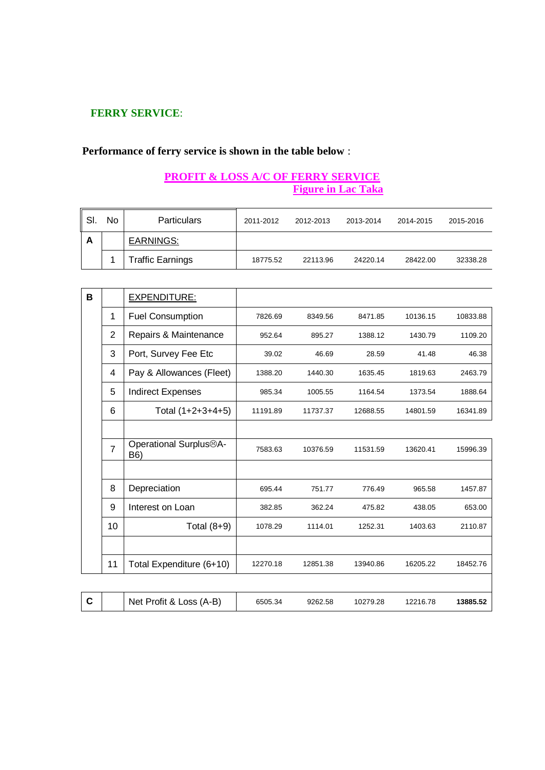**FERRY SERVICE**:

**Performance of ferry service is shown in the table below** :

**PROFIT & LOSS A/C OF FERRY SERVICE**
**Figure in Lac Taka**

| Sl. | No | Particulars | 2011-2012 | 2012-2013 | 2013-2014 | 2014-2015 | 2015-2016 |
|---|---|---|---|---|---|---|---|
| A | | EARNINGS: | | | | | |
| | 1 | Traffic Earnings | 18775.52 | 22113.96 | 24220.14 | 28422.00 | 32338.28 |
| B | | EXPENDITURE: | | | | | |
| | 1 | Fuel Consumption | 7826.69 | 8349.56 | 8471.85 | 10136.15 | 10833.88 |
| | 2 | Repairs & Maintenance | 952.64 | 895.27 | 1388.12 | 1430.79 | 1109.20 |
| | 3 | Port, Survey Fee Etc | 39.02 | 46.69 | 28.59 | 41.48 | 46.38 |
| | 4 | Pay & Allowances (Fleet) | 1388.20 | 1440.30 | 1635.45 | 1819.63 | 2463.79 |
| | 5 | Indirect Expenses | 985.34 | 1005.55 | 1164.54 | 1373.54 | 1888.64 |
| | 6 | Total (1+2+3+4+5) | 11191.89 | 11737.37 | 12688.55 | 14801.59 | 16341.89 |
| | | | | | | | |
| | 7 | Operational Surplus☹A-B6) | 7583.63 | 10376.59 | 11531.59 | 13620.41 | 15996.39 |
| | | | | | | | |
| | 8 | Depreciation | 695.44 | 751.77 | 776.49 | 965.58 | 1457.87 |
| | 9 | Interest on Loan | 382.85 | 362.24 | 475.82 | 438.05 | 653.00 |
| | 10 | Total (8+9) | 1078.29 | 1114.01 | 1252.31 | 1403.63 | 2110.87 |
| | | | | | | | |
| | 11 | Total Expenditure (6+10) | 12270.18 | 12851.38 | 13940.86 | 16205.22 | 18452.76 |
| | | | | | | | |
| C | | Net Profit & Loss (A-B) | 6505.34 | 9262.58 | 10279.28 | 12216.78 | **13885.52** |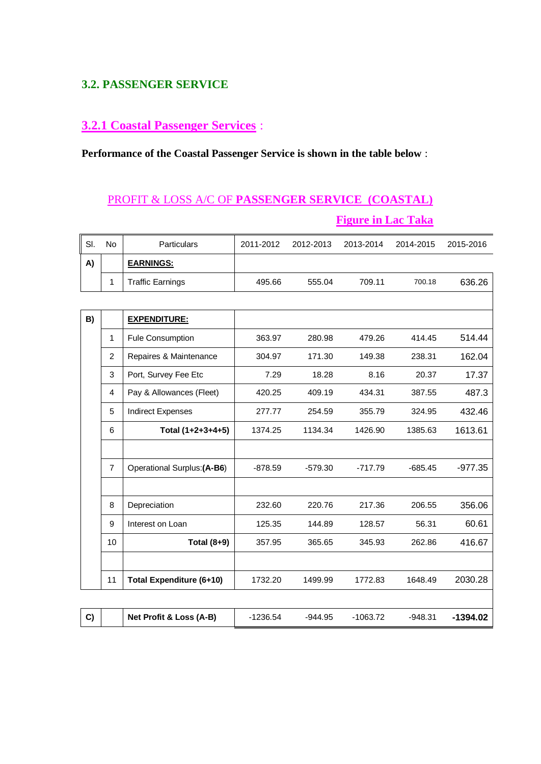## 3.2. PASSENGER SERVICE

### 3.2.1 Coastal Passenger Services :

**Performance of the Coastal Passenger Service is shown in the table below** :

PROFIT & LOSS A/C OF **PASSENGER SERVICE (COASTAL)**

**Figure in Lac Taka**

| Sl. | No | Particulars | 2011-2012 | 2012-2013 | 2013-2014 | 2014-2015 | 2015-2016 |
|---|---|---|---|---|---|---|---|
| **A)** | | **EARNINGS:** | | | | | |
| | 1 | Traffic Earnings | 495.66 | 555.04 | 709.11 | 700.18 | 636.26 |
| | | | | | | | |
| **B)** | | **EXPENDITURE:** | | | | | |
| | 1 | Fule Consumption | 363.97 | 280.98 | 479.26 | 414.45 | 514.44 |
| | 2 | Repaires & Maintenance | 304.97 | 171.30 | 149.38 | 238.31 | 162.04 |
| | 3 | Port, Survey Fee Etc | 7.29 | 18.28 | 8.16 | 20.37 | 17.37 |
| | 4 | Pay & Allowances (Fleet) | 420.25 | 409.19 | 434.31 | 387.55 | 487.3 |
| | 5 | Indirect Expenses | 277.77 | 254.59 | 355.79 | 324.95 | 432.46 |
| | 6 | **Total (1+2+3+4+5)** | 1374.25 | 1134.34 | 1426.90 | 1385.63 | 1613.61 |
| | | | | | | | |
| | 7 | Operational Surplus:**(A-B6)** | -878.59 | -579.30 | -717.79 | -685.45 | -977.35 |
| | | | | | | | |
| | 8 | Depreciation | 232.60 | 220.76 | 217.36 | 206.55 | 356.06 |
| | 9 | Interest on Loan | 125.35 | 144.89 | 128.57 | 56.31 | 60.61 |
| | 10 | **Total (8+9)** | 357.95 | 365.65 | 345.93 | 262.86 | 416.67 |
| | | | | | | | |
| | 11 | **Total Expenditure (6+10)** | 1732.20 | 1499.99 | 1772.83 | 1648.49 | 2030.28 |
| | | | | | | | |
| **C)** | | **Net Profit & Loss (A-B)** | -1236.54 | -944.95 | -1063.72 | -948.31 | **-1394.02** |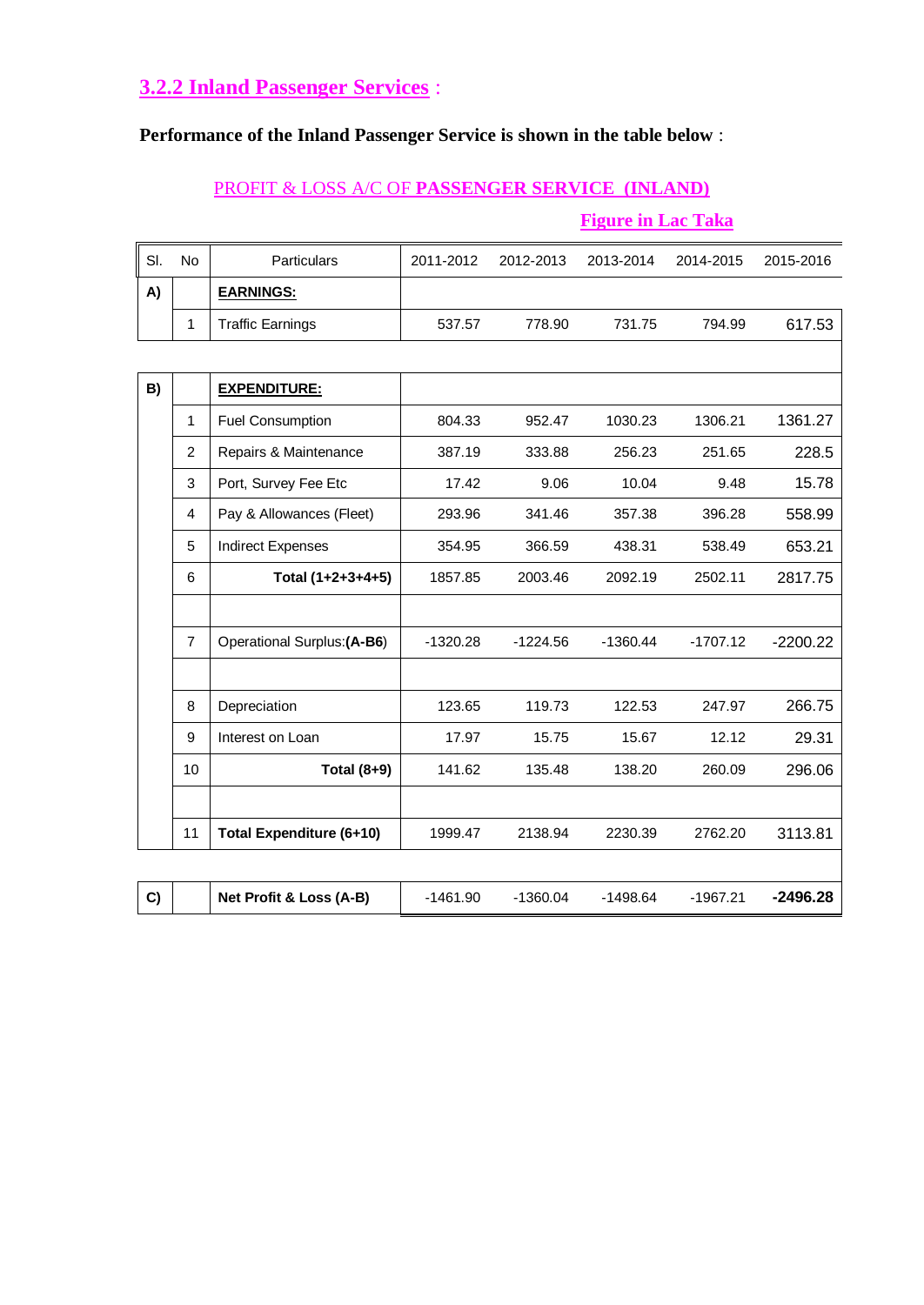## 3.2.2 Inland Passenger Services :

**Performance of the Inland Passenger Service is shown in the table below** :

PROFIT & LOSS A/C OF **PASSENGER SERVICE (INLAND)**

**Figure in Lac Taka**

| Sl. | No | Particulars | 2011-2012 | 2012-2013 | 2013-2014 | 2014-2015 | 2015-2016 |
|---|---|---|---|---|---|---|---|
| **A)** | | **EARNINGS:** | | | | | |
| | 1 | Traffic Earnings | 537.57 | 778.90 | 731.75 | 794.99 | 617.53 |
| **B)** | | **EXPENDITURE:** | | | | | |
| | 1 | Fuel Consumption | 804.33 | 952.47 | 1030.23 | 1306.21 | 1361.27 |
| | 2 | Repairs & Maintenance | 387.19 | 333.88 | 256.23 | 251.65 | 228.5 |
| | 3 | Port, Survey Fee Etc | 17.42 | 9.06 | 10.04 | 9.48 | 15.78 |
| | 4 | Pay & Allowances (Fleet) | 293.96 | 341.46 | 357.38 | 396.28 | 558.99 |
| | 5 | Indirect Expenses | 354.95 | 366.59 | 438.31 | 538.49 | 653.21 |
| | 6 | **Total (1+2+3+4+5)** | 1857.85 | 2003.46 | 2092.19 | 2502.11 | 2817.75 |
| | 7 | Operational Surplus:**(A-B6)** | -1320.28 | -1224.56 | -1360.44 | -1707.12 | -2200.22 |
| | 8 | Depreciation | 123.65 | 119.73 | 122.53 | 247.97 | 266.75 |
| | 9 | Interest on Loan | 17.97 | 15.75 | 15.67 | 12.12 | 29.31 |
| | 10 | **Total (8+9)** | 141.62 | 135.48 | 138.20 | 260.09 | 296.06 |
| | 11 | **Total Expenditure (6+10)** | 1999.47 | 2138.94 | 2230.39 | 2762.20 | 3113.81 |
| **C)** | | **Net Profit & Loss (A-B)** | -1461.90 | -1360.04 | -1498.64 | -1967.21 | **-2496.28** |